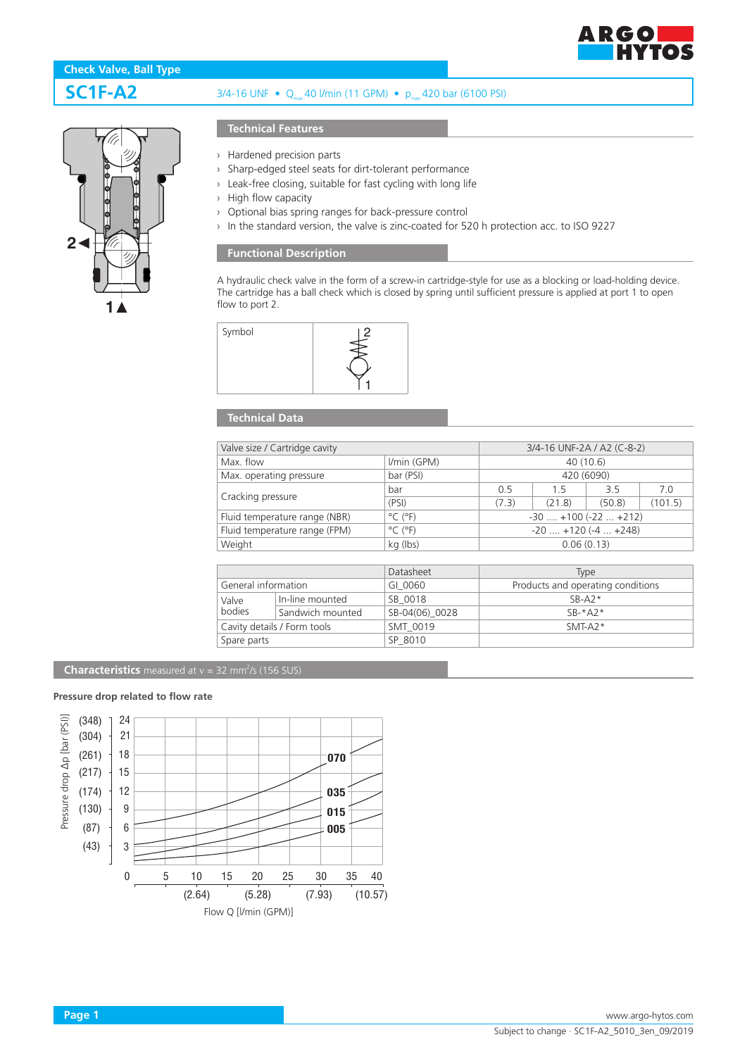## Check Valve, Ball Type

# SC1F-A2

3/4-16 UNF • $Q_{max}$ 40 l/min (11 GPM) • $p_{max}$ 420 bar (6100 PSI)

### Technical Features

- Hardened precision parts
- Sharp-edged steel seats for dirt-tolerant performance
- Leak-free closing, suitable for fast cycling with long life
- High flow capacity
- Optional bias spring ranges for back-pressure control
- In the standard version, the valve is zinc-coated for 520 h protection acc. to ISO 9227

### Functional Description

A hydraulic check valve in the form of a screw-in cartridge-style for use as a blocking or load-holding device. The cartridge has a ball check which is closed by spring until sufficient pressure is applied at port 1 to open flow to port 2.

| Symbol | |
|---|---|

### Technical Data

| Valve size / Cartridge cavity | | 3/4-16 UNF-2A / A2 (C-8-2) | | | |
|---|---|---|---|---|---|
| Max. flow | l/min (GPM) | 40 (10.6) | | | |
| Max. operating pressure | bar (PSI) | 420 (6090) | | | |
| Cracking pressure | bar | 0.5 | 1.5 | 3.5 | 7.0 |
| | (PSI) | (7.3) | (21.8) | (50.8) | (101.5) |
| Fluid temperature range (NBR) | °C (°F) | -30 .... +100 (-22 ... +212) | | | |
| Fluid temperature range (FPM) | °C (°F) | -20 .... +120 (-4 ... +248) | | | |
| Weight | kg (lbs) | 0.06 (0.13) | | | |

| | | Datasheet | Type |
|---|---|---|---|
| General information | | GI_0060 | Products and operating conditions |
| Valve bodies | In-line mounted | SB_0018 | SB-A2* |
| | Sandwich mounted | SB-04(06)_0028 | SB-*A2* |
| Cavity details / Form tools | | SMT_0019 | SMT-A2* |
| Spare parts | | SP_8010 | |

### Characteristics measured at ν = 32 $mm^2/s$ (156 SUS)

**Pressure drop related to flow rate**

Pressure drop Δp [bar (PSI)]: 3 (43), 6 (87), 9 (130), 12 (174), 15 (217), 18 (261), 21 (304), 24 (348)

Flow Q [l/min (GPM)]: 0, 5, 10 (2.64), 15, 20 (5.28), 25, 30 (7.93), 35, 40 (10.57)

Curves: 070, 035, 015, 005

www.argo-hytos.com

Subject to change · SC1F-A2_5010_3en_09/2019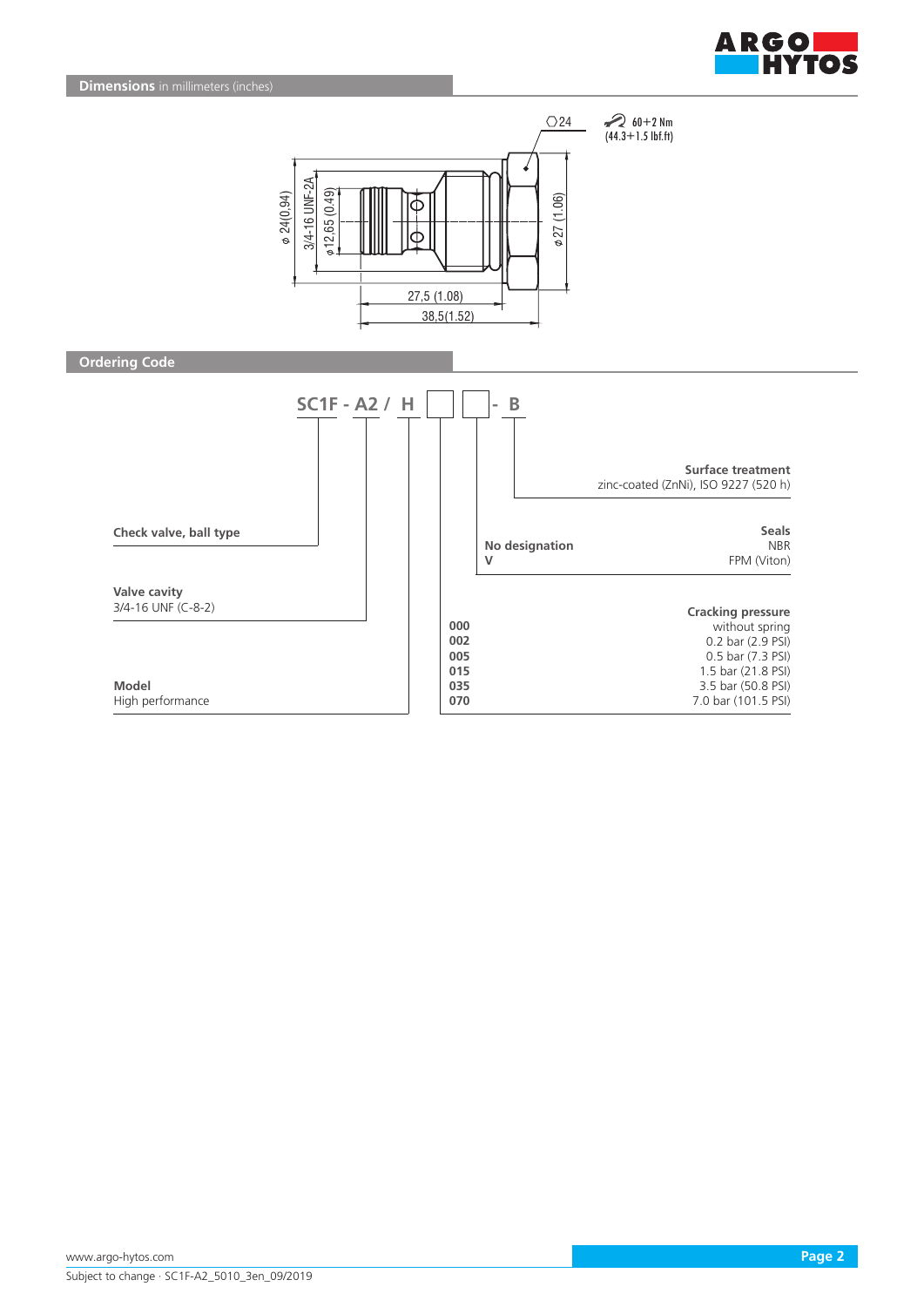## Dimensions in millimeters (inches)

⬡24

60+2 Nm
(44.3+1.5 lbf.ft)

ø 24(0,94)

3/4-16 UNF-2A

ø 12,65 (0.49)

ø 27 (1.06)

27,5 (1.08)

38,5(1.52)

## Ordering Code

**SC1F - A2 / H ☐ ☐ - B**

**Check valve, ball type**

**Valve cavity**
3/4-16 UNF (C-8-2)

**Model**
High performance

**Surface treatment**
zinc-coated (ZnNi), ISO 9227 (520 h)

**Seals**

| | |
|---|---|
| **No designation** | NBR |
| **V** | FPM (Viton) |

**Cracking pressure**

| | |
|---|---|
| **000** | without spring |
| **002** | 0.2 bar (2.9 PSI) |
| **005** | 0.5 bar (7.3 PSI) |
| **015** | 1.5 bar (21.8 PSI) |
| **035** | 3.5 bar (50.8 PSI) |
| **070** | 7.0 bar (101.5 PSI) |

www.argo-hytos.com

Subject to change · SC1F-A2_5010_3en_09/2019